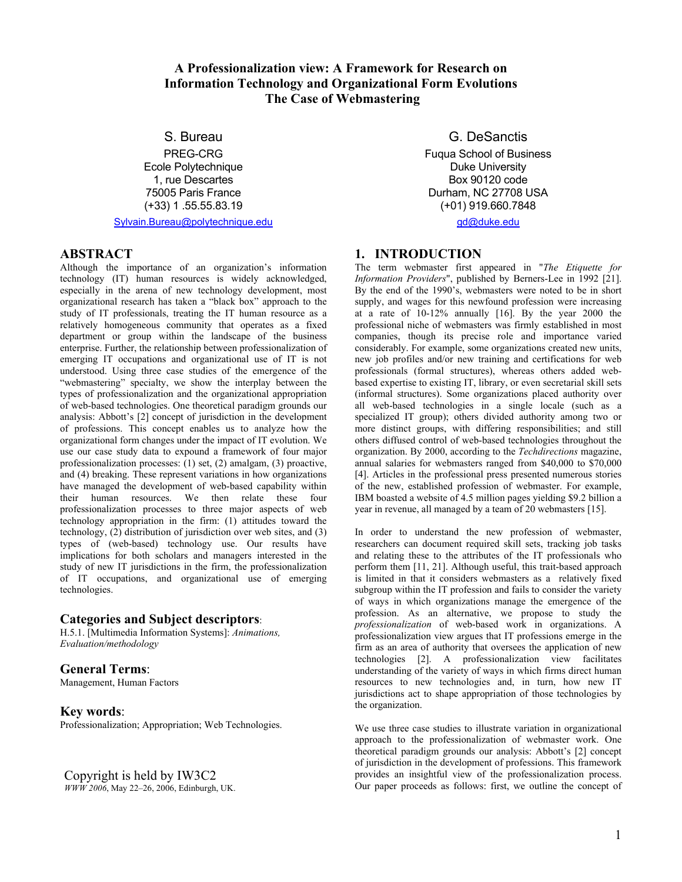# A Professionalization view: A Framework for Research on Information Technology and Organizational Form Evolutions
# The Case of Webmastering

S. Bureau
PREG-CRG
Ecole Polytechnique
1, rue Descartes
75005 Paris France
(+33) 1 .55.55.83.19
Sylvain.Bureau@polytechnique.edu

G. DeSanctis
Fuqua School of Business
Duke University
Box 90120 code
Durham, NC 27708 USA
(+01) 919.660.7848
gd@duke.edu

## ABSTRACT

Although the importance of an organization's information technology (IT) human resources is widely acknowledged, especially in the arena of new technology development, most organizational research has taken a "black box" approach to the study of IT professionals, treating the IT human resource as a relatively homogeneous community that operates as a fixed department or group within the landscape of the business enterprise. Further, the relationship between professionalization of emerging IT occupations and organizational use of IT is not understood. Using three case studies of the emergence of the "webmastering" specialty, we show the interplay between the types of professionalization and the organizational appropriation of web-based technologies. One theoretical paradigm grounds our analysis: Abbott's [2] concept of jurisdiction in the development of professions. This concept enables us to analyze how the organizational form changes under the impact of IT evolution. We use our case study data to expound a framework of four major professionalization processes: (1) set, (2) amalgam, (3) proactive, and (4) breaking. These represent variations in how organizations have managed the development of web-based capability within their human resources. We then relate these four professionalization processes to three major aspects of web technology appropriation in the firm: (1) attitudes toward the technology, (2) distribution of jurisdiction over web sites, and (3) types of (web-based) technology use. Our results have implications for both scholars and managers interested in the study of new IT jurisdictions in the firm, the professionalization of IT occupations, and organizational use of emerging technologies.

## Categories and Subject descriptors:

H.5.1. [Multimedia Information Systems]: *Animations, Evaluation/methodology*

## General Terms:

Management, Human Factors

## Key words:

Professionalization; Appropriation; Web Technologies.

Copyright is held by IW3C2
*WWW 2006*, May 22–26, 2006, Edinburgh, UK.

## 1. INTRODUCTION

The term webmaster first appeared in "*The Etiquette for Information Providers*", published by Berners-Lee in 1992 [21]. By the end of the 1990's, webmasters were noted to be in short supply, and wages for this newfound profession were increasing at a rate of 10-12% annually [16]. By the year 2000 the professional niche of webmasters was firmly established in most companies, though its precise role and importance varied considerably. For example, some organizations created new units, new job profiles and/or new training and certifications for web professionals (formal structures), whereas others added web-based expertise to existing IT, library, or even secretarial skill sets (informal structures). Some organizations placed authority over all web-based technologies in a single locale (such as a specialized IT group); others divided authority among two or more distinct groups, with differing responsibilities; and still others diffused control of web-based technologies throughout the organization. By 2000, according to the *Techdirections* magazine, annual salaries for webmasters ranged from $40,000 to $70,000 [4]. Articles in the professional press presented numerous stories of the new, established profession of webmaster. For example, IBM boasted a website of 4.5 million pages yielding $9.2 billion a year in revenue, all managed by a team of 20 webmasters [15].

In order to understand the new profession of webmaster, researchers can document required skill sets, tracking job tasks and relating these to the attributes of the IT professionals who perform them [11, 21]. Although useful, this trait-based approach is limited in that it considers webmasters as a relatively fixed subgroup within the IT profession and fails to consider the variety of ways in which organizations manage the emergence of the profession. As an alternative, we propose to study the *professionalization* of web-based work in organizations. A professionalization view argues that IT professions emerge in the firm as an area of authority that oversees the application of new technologies [2]. A professionalization view facilitates understanding of the variety of ways in which firms direct human resources to new technologies and, in turn, how new IT jurisdictions act to shape appropriation of those technologies by the organization.

We use three case studies to illustrate variation in organizational approach to the professionalization of webmaster work. One theoretical paradigm grounds our analysis: Abbott's [2] concept of jurisdiction in the development of professions. This framework provides an insightful view of the professionalization process. Our paper proceeds as follows: first, we outline the concept of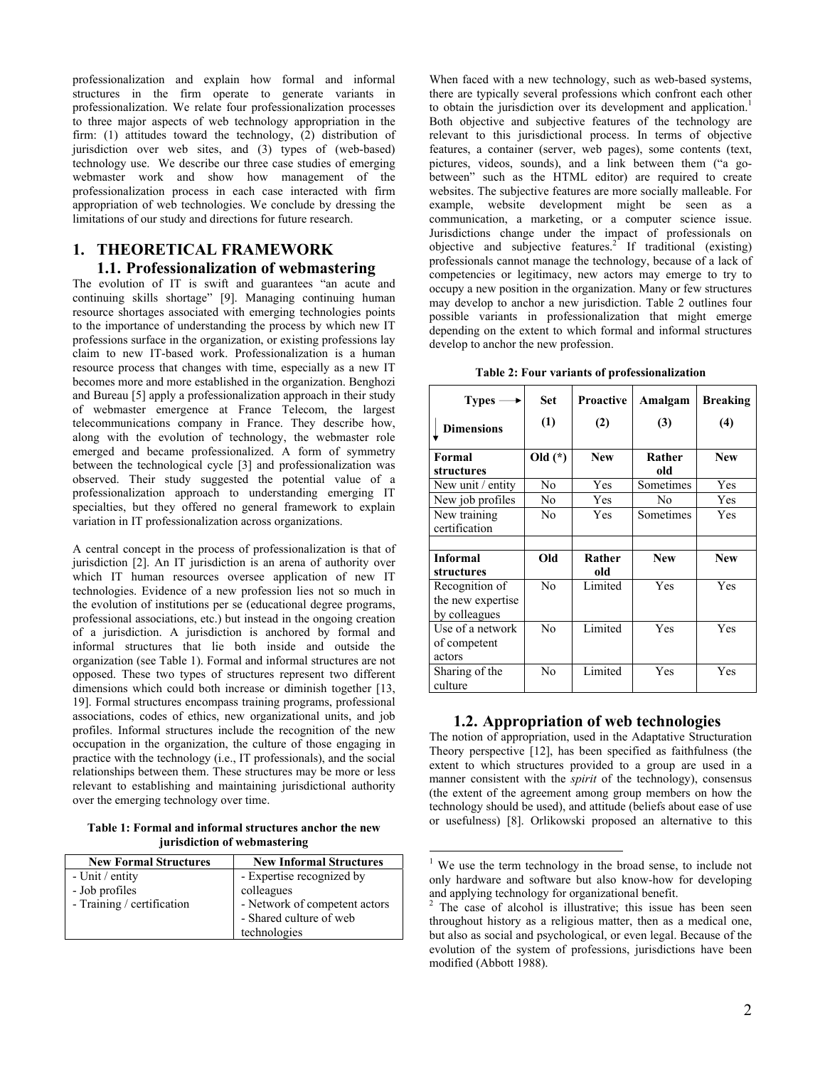professionalization and explain how formal and informal structures in the firm operate to generate variants in professionalization. We relate four professionalization processes to three major aspects of web technology appropriation in the firm: (1) attitudes toward the technology, (2) distribution of jurisdiction over web sites, and (3) types of (web-based) technology use. We describe our three case studies of emerging webmaster work and show how management of the professionalization process in each case interacted with firm appropriation of web technologies. We conclude by dressing the limitations of our study and directions for future research.

# 1. THEORETICAL FRAMEWORK

## 1.1. Professionalization of webmastering

The evolution of IT is swift and guarantees "an acute and continuing skills shortage" [9]. Managing continuing human resource shortages associated with emerging technologies points to the importance of understanding the process by which new IT professions surface in the organization, or existing professions lay claim to new IT-based work. Professionalization is a human resource process that changes with time, especially as a new IT becomes more and more established in the organization. Benghozi and Bureau [5] apply a professionalization approach in their study of webmaster emergence at France Telecom, the largest telecommunications company in France. They describe how, along with the evolution of technology, the webmaster role emerged and became professionalized. A form of symmetry between the technological cycle [3] and professionalization was observed. Their study suggested the potential value of a professionalization approach to understanding emerging IT specialties, but they offered no general framework to explain variation in IT professionalization across organizations.

A central concept in the process of professionalization is that of jurisdiction [2]. An IT jurisdiction is an arena of authority over which IT human resources oversee application of new IT technologies. Evidence of a new profession lies not so much in the evolution of institutions per se (educational degree programs, professional associations, etc.) but instead in the ongoing creation of a jurisdiction. A jurisdiction is anchored by formal and informal structures that lie both inside and outside the organization (see Table 1). Formal and informal structures are not opposed. These two types of structures represent two different dimensions which could both increase or diminish together [13, 19]. Formal structures encompass training programs, professional associations, codes of ethics, new organizational units, and job profiles. Informal structures include the recognition of the new occupation in the organization, the culture of those engaging in practice with the technology (i.e., IT professionals), and the social relationships between them. These structures may be more or less relevant to establishing and maintaining jurisdictional authority over the emerging technology over time.

**Table 1: Formal and informal structures anchor the new jurisdiction of webmastering**

| New Formal Structures | New Informal Structures |
|---|---|
| - Unit / entity<br>- Job profiles<br>- Training / certification | - Expertise recognized by colleagues<br>- Network of competent actors<br>- Shared culture of web technologies |

When faced with a new technology, such as web-based systems, there are typically several professions which confront each other to obtain the jurisdiction over its development and application.[1] Both objective and subjective features of the technology are relevant to this jurisdictional process. In terms of objective features, a container (server, web pages), some contents (text, pictures, videos, sounds), and a link between them ("a go-between" such as the HTML editor) are required to create websites. The subjective features are more socially malleable. For example, website development might be seen as a communication, a marketing, or a computer science issue. Jurisdictions change under the impact of professionals on objective and subjective features.[2] If traditional (existing) professionals cannot manage the technology, because of a lack of competencies or legitimacy, new actors may emerge to try to occupy a new position in the organization. Many or few structures may develop to anchor a new jurisdiction. Table 2 outlines four possible variants in professionalization that might emerge depending on the extent to which formal and informal structures develop to anchor the new profession.

**Table 2: Four variants of professionalization**

| Types → / Dimensions ↓ | Set (1) | Proactive (2) | Amalgam (3) | Breaking (4) |
|---|---|---|---|---|
| **Formal structures** | **Old (*)** | **New** | **Rather old** | **New** |
| New unit / entity | No | Yes | Sometimes | Yes |
| New job profiles | No | Yes | No | Yes |
| New training certification | No | Yes | Sometimes | Yes |
| | | | | |
| **Informal structures** | **Old** | **Rather old** | **New** | **New** |
| Recognition of the new expertise by colleagues | No | Limited | Yes | Yes |
| Use of a network of competent actors | No | Limited | Yes | Yes |
| Sharing of the culture | No | Limited | Yes | Yes |

## 1.2. Appropriation of web technologies

The notion of appropriation, used in the Adaptative Structuration Theory perspective [12], has been specified as faithfulness (the extent to which structures provided to a group are used in a manner consistent with the *spirit* of the technology), consensus (the extent of the agreement among group members on how the technology should be used), and attitude (beliefs about ease of use or usefulness) [8]. Orlikowski proposed an alternative to this

[1] We use the term technology in the broad sense, to include not only hardware and software but also know-how for developing and applying technology for organizational benefit.

[2] The case of alcohol is illustrative; this issue has been seen throughout history as a religious matter, then as a medical one, but also as social and psychological, or even legal. Because of the evolution of the system of professions, jurisdictions have been modified (Abbott 1988).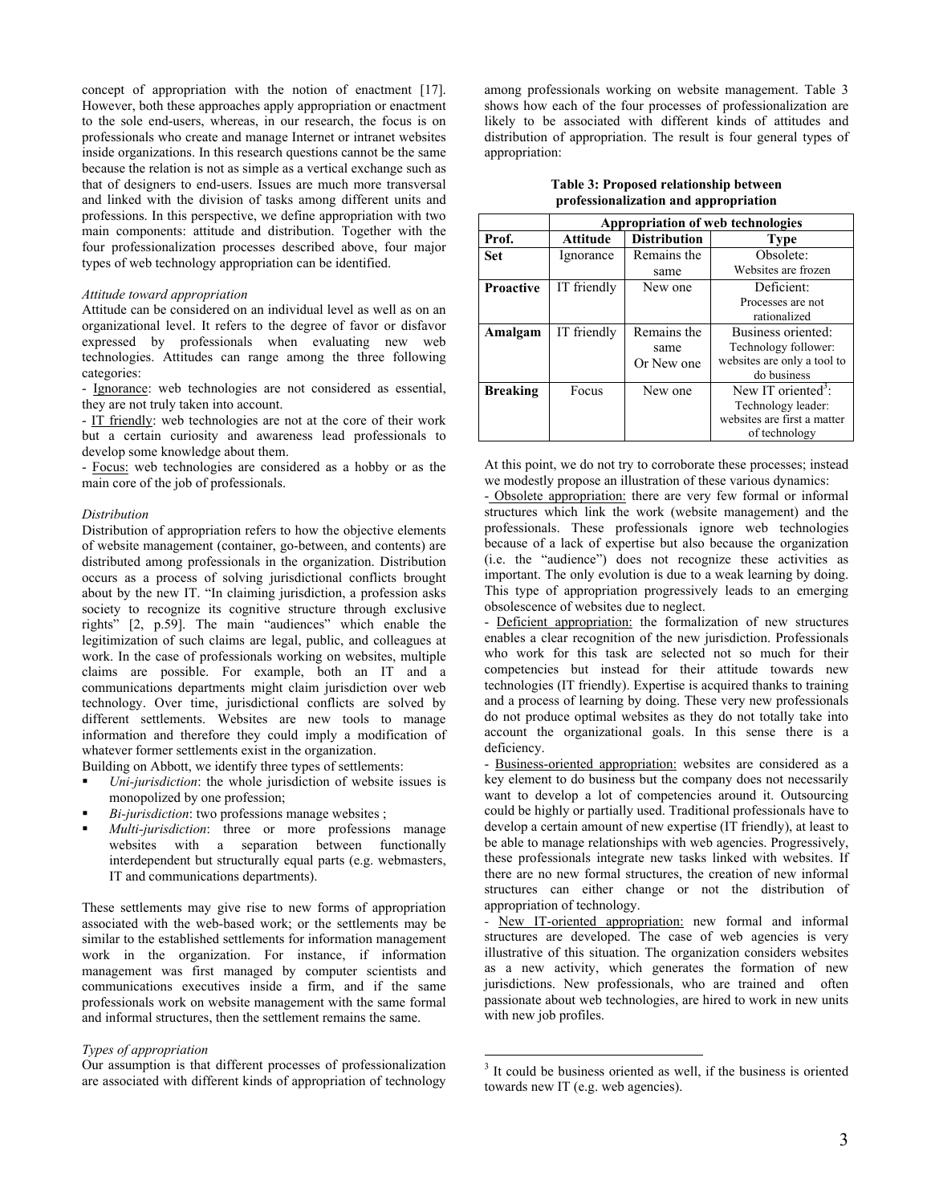concept of appropriation with the notion of enactment [17]. However, both these approaches apply appropriation or enactment to the sole end-users, whereas, in our research, the focus is on professionals who create and manage Internet or intranet websites inside organizations. In this research questions cannot be the same because the relation is not as simple as a vertical exchange such as that of designers to end-users. Issues are much more transversal and linked with the division of tasks among different units and professions. In this perspective, we define appropriation with two main components: attitude and distribution. Together with the four professionalization processes described above, four major types of web technology appropriation can be identified.

*Attitude toward appropriation*

Attitude can be considered on an individual level as well as on an organizational level. It refers to the degree of favor or disfavor expressed by professionals when evaluating new web technologies. Attitudes can range among the three following categories:

- Ignorance: web technologies are not considered as essential, they are not truly taken into account.
- IT friendly: web technologies are not at the core of their work but a certain curiosity and awareness lead professionals to develop some knowledge about them.
- Focus: web technologies are considered as a hobby or as the main core of the job of professionals.

*Distribution*

Distribution of appropriation refers to how the objective elements of website management (container, go-between, and contents) are distributed among professionals in the organization. Distribution occurs as a process of solving jurisdictional conflicts brought about by the new IT. "In claiming jurisdiction, a profession asks society to recognize its cognitive structure through exclusive rights" [2, p.59]. The main "audiences" which enable the legitimization of such claims are legal, public, and colleagues at work. In the case of professionals working on websites, multiple claims are possible. For example, both an IT and a communications departments might claim jurisdiction over web technology. Over time, jurisdictional conflicts are solved by different settlements. Websites are new tools to manage information and therefore they could imply a modification of whatever former settlements exist in the organization.

Building on Abbott, we identify three types of settlements:

- *Uni-jurisdiction*: the whole jurisdiction of website issues is monopolized by one profession;
- *Bi-jurisdiction*: two professions manage websites ;
- *Multi-jurisdiction*: three or more professions manage websites with a separation between functionally interdependent but structurally equal parts (e.g. webmasters, IT and communications departments).

These settlements may give rise to new forms of appropriation associated with the web-based work; or the settlements may be similar to the established settlements for information management work in the organization. For instance, if information management was first managed by computer scientists and communications executives inside a firm, and if the same professionals work on website management with the same formal and informal structures, then the settlement remains the same.

*Types of appropriation*

Our assumption is that different processes of professionalization are associated with different kinds of appropriation of technology among professionals working on website management. Table 3 shows how each of the four processes of professionalization are likely to be associated with different kinds of attitudes and distribution of appropriation. The result is four general types of appropriation:

**Table 3: Proposed relationship between professionalization and appropriation**

| | Appropriation of web technologies | | |
|---|---|---|---|
| **Prof.** | **Attitude** | **Distribution** | **Type** |
| **Set** | Ignorance | Remains the same | Obsolete: Websites are frozen |
| **Proactive** | IT friendly | New one | Deficient: Processes are not rationalized |
| **Amalgam** | IT friendly | Remains the same Or New one | Business oriented: Technology follower: websites are only a tool to do business |
| **Breaking** | Focus | New one | New IT oriented[3]: Technology leader: websites are first a matter of technology |

At this point, we do not try to corroborate these processes; instead we modestly propose an illustration of these various dynamics:

- Obsolete appropriation: there are very few formal or informal structures which link the work (website management) and the professionals. These professionals ignore web technologies because of a lack of expertise but also because the organization (i.e. the "audience") does not recognize these activities as important. The only evolution is due to a weak learning by doing. This type of appropriation progressively leads to an emerging obsolescence of websites due to neglect.
- Deficient appropriation: the formalization of new structures enables a clear recognition of the new jurisdiction. Professionals who work for this task are selected not so much for their competencies but instead for their attitude towards new technologies (IT friendly). Expertise is acquired thanks to training and a process of learning by doing. These very new professionals do not produce optimal websites as they do not totally take into account the organizational goals. In this sense there is a deficiency.
- Business-oriented appropriation: websites are considered as a key element to do business but the company does not necessarily want to develop a lot of competencies around it. Outsourcing could be highly or partially used. Traditional professionals have to develop a certain amount of new expertise (IT friendly), at least to be able to manage relationships with web agencies. Progressively, these professionals integrate new tasks linked with websites. If there are no new formal structures, the creation of new informal structures can either change or not the distribution of appropriation of technology.
- New IT-oriented appropriation: new formal and informal structures are developed. The case of web agencies is very illustrative of this situation. The organization considers websites as a new activity, which generates the formation of new jurisdictions. New professionals, who are trained and often passionate about web technologies, are hired to work in new units with new job profiles.

[3] It could be business oriented as well, if the business is oriented towards new IT (e.g. web agencies).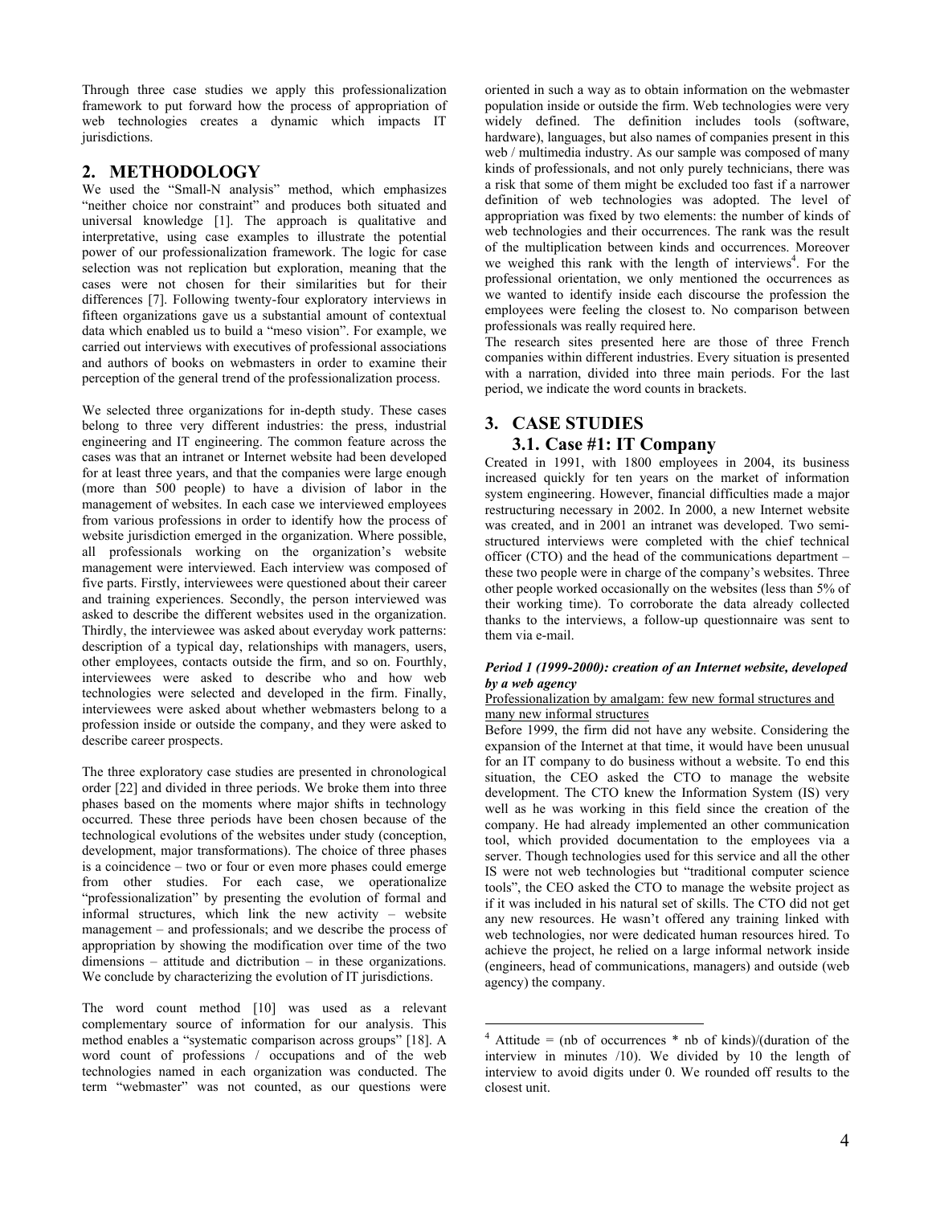Through three case studies we apply this professionalization framework to put forward how the process of appropriation of web technologies creates a dynamic which impacts IT jurisdictions.

## 2. METHODOLOGY

We used the "Small-N analysis" method, which emphasizes "neither choice nor constraint" and produces both situated and universal knowledge [1]. The approach is qualitative and interpretative, using case examples to illustrate the potential power of our professionalization framework. The logic for case selection was not replication but exploration, meaning that the cases were not chosen for their similarities but for their differences [7]. Following twenty-four exploratory interviews in fifteen organizations gave us a substantial amount of contextual data which enabled us to build a "meso vision". For example, we carried out interviews with executives of professional associations and authors of books on webmasters in order to examine their perception of the general trend of the professionalization process.

We selected three organizations for in-depth study. These cases belong to three very different industries: the press, industrial engineering and IT engineering. The common feature across the cases was that an intranet or Internet website had been developed for at least three years, and that the companies were large enough (more than 500 people) to have a division of labor in the management of websites. In each case we interviewed employees from various professions in order to identify how the process of website jurisdiction emerged in the organization. Where possible, all professionals working on the organization's website management were interviewed. Each interview was composed of five parts. Firstly, interviewees were questioned about their career and training experiences. Secondly, the person interviewed was asked to describe the different websites used in the organization. Thirdly, the interviewee was asked about everyday work patterns: description of a typical day, relationships with managers, users, other employees, contacts outside the firm, and so on. Fourthly, interviewees were asked to describe who and how web technologies were selected and developed in the firm. Finally, interviewees were asked about whether webmasters belong to a profession inside or outside the company, and they were asked to describe career prospects.

The three exploratory case studies are presented in chronological order [22] and divided in three periods. We broke them into three phases based on the moments where major shifts in technology occurred. These three periods have been chosen because of the technological evolutions of the websites under study (conception, development, major transformations). The choice of three phases is a coincidence – two or four or even more phases could emerge from other studies. For each case, we operationalize "professionalization" by presenting the evolution of formal and informal structures, which link the new activity – website management – and professionals; and we describe the process of appropriation by showing the modification over time of the two dimensions – attitude and dictribution – in these organizations. We conclude by characterizing the evolution of IT jurisdictions.

The word count method [10] was used as a relevant complementary source of information for our analysis. This method enables a "systematic comparison across groups" [18]. A word count of professions / occupations and of the web technologies named in each organization was conducted. The term "webmaster" was not counted, as our questions were oriented in such a way as to obtain information on the webmaster population inside or outside the firm. Web technologies were very widely defined. The definition includes tools (software, hardware), languages, but also names of companies present in this web / multimedia industry. As our sample was composed of many kinds of professionals, and not only purely technicians, there was a risk that some of them might be excluded too fast if a narrower definition of web technologies was adopted. The level of appropriation was fixed by two elements: the number of kinds of web technologies and their occurrences. The rank was the result of the multiplication between kinds and occurrences. Moreover we weighed this rank with the length of interviews[4]. For the professional orientation, we only mentioned the occurrences as we wanted to identify inside each discourse the profession the employees were feeling the closest to. No comparison between professionals was really required here.

The research sites presented here are those of three French companies within different industries. Every situation is presented with a narration, divided into three main periods. For the last period, we indicate the word counts in brackets.

## 3. CASE STUDIES

### 3.1. Case #1: IT Company

Created in 1991, with 1800 employees in 2004, its business increased quickly for ten years on the market of information system engineering. However, financial difficulties made a major restructuring necessary in 2002. In 2000, a new Internet website was created, and in 2001 an intranet was developed. Two semi-structured interviews were completed with the chief technical officer (CTO) and the head of the communications department – these two people were in charge of the company's websites. Three other people worked occasionally on the websites (less than 5% of their working time). To corroborate the data already collected thanks to the interviews, a follow-up questionnaire was sent to them via e-mail.

***Period 1 (1999-2000): creation of an Internet website, developed by a web agency***

<u>Professionalization by amalgam: few new formal structures and many new informal structures</u>

Before 1999, the firm did not have any website. Considering the expansion of the Internet at that time, it would have been unusual for an IT company to do business without a website. To end this situation, the CEO asked the CTO to manage the website development. The CTO knew the Information System (IS) very well as he was working in this field since the creation of the company. He had already implemented an other communication tool, which provided documentation to the employees via a server. Though technologies used for this service and all the other IS were not web technologies but "traditional computer science tools", the CEO asked the CTO to manage the website project as if it was included in his natural set of skills. The CTO did not get any new resources. He wasn't offered any training linked with web technologies, nor were dedicated human resources hired. To achieve the project, he relied on a large informal network inside (engineers, head of communications, managers) and outside (web agency) the company.

---

[4] Attitude = (nb of occurrences * nb of kinds)/(duration of the interview in minutes /10). We divided by 10 the length of interview to avoid digits under 0. We rounded off results to the closest unit.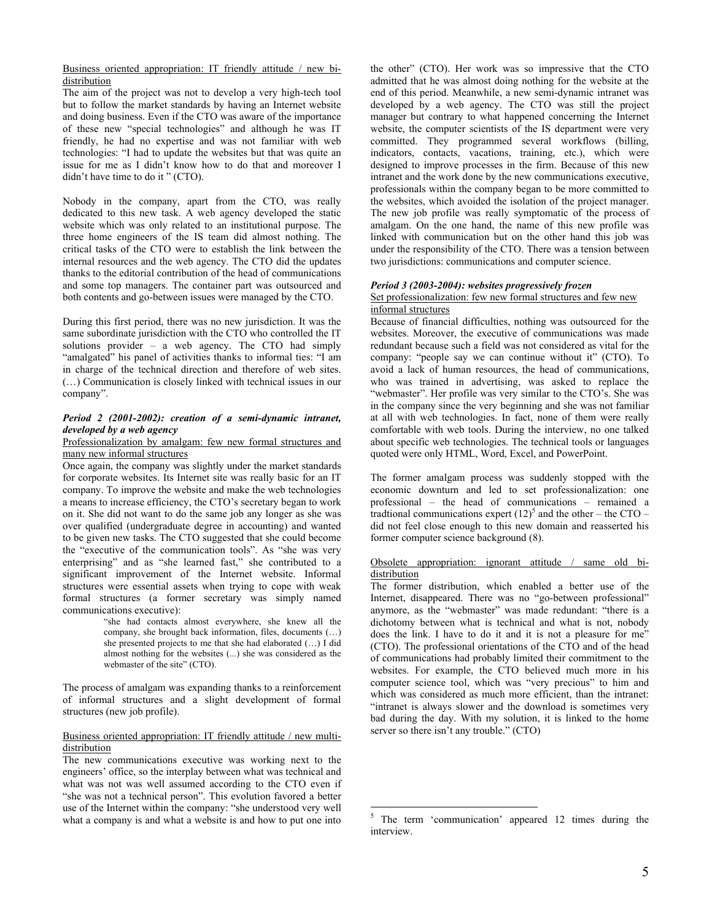Business oriented appropriation: IT friendly attitude / new bi-distribution

The aim of the project was not to develop a very high-tech tool but to follow the market standards by having an Internet website and doing business. Even if the CTO was aware of the importance of these new "special technologies" and although he was IT friendly, he had no expertise and was not familiar with web technologies: "I had to update the websites but that was quite an issue for me as I didn't know how to do that and moreover I didn't have time to do it " (CTO).

Nobody in the company, apart from the CTO, was really dedicated to this new task. A web agency developed the static website which was only related to an institutional purpose. The three home engineers of the IS team did almost nothing. The critical tasks of the CTO were to establish the link between the internal resources and the web agency. The CTO did the updates thanks to the editorial contribution of the head of communications and some top managers. The container part was outsourced and both contents and go-between issues were managed by the CTO.

During this first period, there was no new jurisdiction. It was the same subordinate jurisdiction with the CTO who controlled the IT solutions provider – a web agency. The CTO had simply "amalgated" his panel of activities thanks to informal ties: "I am in charge of the technical direction and therefore of web sites. (…) Communication is closely linked with technical issues in our company".

### *Period 2 (2001-2002): creation of a semi-dynamic intranet, developed by a web agency*

Professionalization by amalgam: few new formal structures and many new informal structures

Once again, the company was slightly under the market standards for corporate websites. Its Internet site was really basic for an IT company. To improve the website and make the web technologies a means to increase efficiency, the CTO's secretary began to work on it. She did not want to do the same job any longer as she was over qualified (undergraduate degree in accounting) and wanted to be given new tasks. The CTO suggested that she could become the "executive of the communication tools". As "she was very enterprising" and as "she learned fast," she contributed to a significant improvement of the Internet website. Informal structures were essential assets when trying to cope with weak formal structures (a former secretary was simply named communications executive):

> "she had contacts almost everywhere, she knew all the company, she brought back information, files, documents (…) she presented projects to me that she had elaborated (…) I did almost nothing for the websites (...) she was considered as the webmaster of the site" (CTO).

The process of amalgam was expanding thanks to a reinforcement of informal structures and a slight development of formal structures (new job profile).

Business oriented appropriation: IT friendly attitude / new multi-distribution

The new communications executive was working next to the engineers' office, so the interplay between what was technical and what was not was well assumed according to the CTO even if "she was not a technical person". This evolution favored a better use of the Internet within the company: "she understood very well what a company is and what a website is and how to put one into the other" (CTO). Her work was so impressive that the CTO admitted that he was almost doing nothing for the website at the end of this period. Meanwhile, a new semi-dynamic intranet was developed by a web agency. The CTO was still the project manager but contrary to what happened concerning the Internet website, the computer scientists of the IS department were very committed. They programmed several workflows (billing, indicators, contacts, vacations, training, etc.), which were designed to improve processes in the firm. Because of this new intranet and the work done by the new communications executive, professionals within the company began to be more committed to the websites, which avoided the isolation of the project manager. The new job profile was really symptomatic of the process of amalgam. On the one hand, the name of this new profile was linked with communication but on the other hand this job was under the responsibility of the CTO. There was a tension between two jurisdictions: communications and computer science.

### *Period 3 (2003-2004): websites progressively frozen*

Set professionalization: few new formal structures and few new informal structures

Because of financial difficulties, nothing was outsourced for the websites. Moreover, the executive of communications was made redundant because such a field was not considered as vital for the company: "people say we can continue without it" (CTO). To avoid a lack of human resources, the head of communications, who was trained in advertising, was asked to replace the "webmaster". Her profile was very similar to the CTO's. She was in the company since the very beginning and she was not familiar at all with web technologies. In fact, none of them were really comfortable with web tools. During the interview, no one talked about specific web technologies. The technical tools or languages quoted were only HTML, Word, Excel, and PowerPoint.

The former amalgam process was suddenly stopped with the economic downturn and led to set professionalization: one professional – the head of communications – remained a tradtional communications expert (12)[5] and the other – the CTO – did not feel close enough to this new domain and reasserted his former computer science background (8).

Obsolete appropriation: ignorant attitude / same old bi-distribution

The former distribution, which enabled a better use of the Internet, disappeared. There was no "go-between professional" anymore, as the "webmaster" was made redundant: "there is a dichotomy between what is technical and what is not, nobody does the link. I have to do it and it is not a pleasure for me" (CTO). The professional orientations of the CTO and of the head of communications had probably limited their commitment to the websites. For example, the CTO believed much more in his computer science tool, which was "very precious" to him and which was considered as much more efficient, than the intranet: "intranet is always slower and the download is sometimes very bad during the day. With my solution, it is linked to the home server so there isn't any trouble." (CTO)

[5] The term 'communication' appeared 12 times during the interview.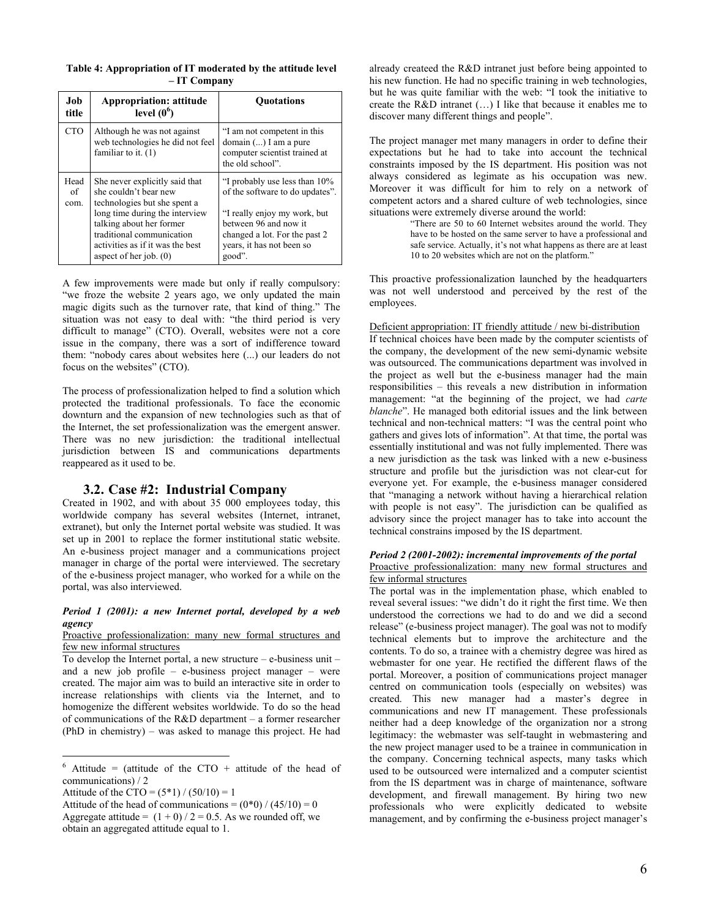**Table 4: Appropriation of IT moderated by the attitude level – IT Company**

| Job title | Appropriation: attitude level (0[6]) | Quotations |
|---|---|---|
| CTO | Although he was not against web technologies he did not feel familiar to it. (1) | "I am not competent in this domain (...) I am a pure computer scientist trained at the old school". |
| Head of com. | She never explicitly said that she couldn't bear new technologies but she spent a long time during the interview talking about her former traditional communication activities as if it was the best aspect of her job. (0) | "I probably use less than 10% of the software to do updates". "I really enjoy my work, but between 96 and now it changed a lot. For the past 2 years, it has not been so good". |

A few improvements were made but only if really compulsory: "we froze the website 2 years ago, we only updated the main magic digits such as the turnover rate, that kind of thing." The situation was not easy to deal with: "the third period is very difficult to manage" (CTO). Overall, websites were not a core issue in the company, there was a sort of indifference toward them: "nobody cares about websites here (...) our leaders do not focus on the websites" (CTO).

The process of professionalization helped to find a solution which protected the traditional professionals. To face the economic downturn and the expansion of new technologies such as that of the Internet, the set professionalization was the emergent answer. There was no new jurisdiction: the traditional intellectual jurisdiction between IS and communications departments reappeared as it used to be.

## 3.2. Case #2: Industrial Company

Created in 1902, and with about 35 000 employees today, this worldwide company has several websites (Internet, intranet, extranet), but only the Internet portal website was studied. It was set up in 2001 to replace the former institutional static website. An e-business project manager and a communications project manager in charge of the portal were interviewed. The secretary of the e-business project manager, who worked for a while on the portal, was also interviewed.

***Period 1 (2001): a new Internet portal, developed by a web agency***

Proactive professionalization: many new formal structures and few new informal structures

To develop the Internet portal, a new structure – e-business unit – and a new job profile – e-business project manager – were created. The major aim was to build an interactive site in order to increase relationships with clients via the Internet, and to homogenize the different websites worldwide. To do so the head of communications of the R&D department – a former researcher (PhD in chemistry) – was asked to manage this project. He had already createed the R&D intranet just before being appointed to his new function. He had no specific training in web technologies, but he was quite familiar with the web: "I took the initiative to create the R&D intranet (…) I like that because it enables me to discover many different things and people".

The project manager met many managers in order to define their expectations but he had to take into account the technical constraints imposed by the IS department. His position was not always considered as legimate as his occupation was new. Moreover it was difficult for him to rely on a network of competent actors and a shared culture of web technologies, since situations were extremely diverse around the world:

> "There are 50 to 60 Internet websites around the world. They have to be hosted on the same server to have a professional and safe service. Actually, it's not what happens as there are at least 10 to 20 websites which are not on the platform."

This proactive professionalization launched by the headquarters was not well understood and perceived by the rest of the employees.

Deficient appropriation: IT friendly attitude / new bi-distribution

If technical choices have been made by the computer scientists of the company, the development of the new semi-dynamic website was outsourced. The communications department was involved in the project as well but the e-business manager had the main responsibilities – this reveals a new distribution in information management: "at the beginning of the project, we had *carte blanche*". He managed both editorial issues and the link between technical and non-technical matters: "I was the central point who gathers and gives lots of information". At that time, the portal was essentially institutional and was not fully implemented. There was a new jurisdiction as the task was linked with a new e-business structure and profile but the jurisdiction was not clear-cut for everyone yet. For example, the e-business manager considered that "managing a network without having a hierarchical relation with people is not easy". The jurisdiction can be qualified as advisory since the project manager has to take into account the technical constrains imposed by the IS department.

***Period 2 (2001-2002): incremental improvements of the portal***

Proactive professionalization: many new formal structures and few informal structures

The portal was in the implementation phase, which enabled to reveal several issues: "we didn't do it right the first time. We then understood the corrections we had to do and we did a second release" (e-business project manager). The goal was not to modify technical elements but to improve the architecture and the contents. To do so, a trainee with a chemistry degree was hired as webmaster for one year. He rectified the different flaws of the portal. Moreover, a position of communications project manager centred on communication tools (especially on websites) was created. This new manager had a master's degree in communications and new IT management. These professionals neither had a deep knowledge of the organization nor a strong legitimacy: the webmaster was self-taught in webmastering and the new project manager used to be a trainee in communication in the company. Concerning technical aspects, many tasks which used to be outsourced were internalized and a computer scientist from the IS department was in charge of maintenance, software development, and firewall management. By hiring two new professionals who were explicitly dedicated to website management, and by confirming the e-business project manager's

---

[6] Attitude = (attitude of the CTO + attitude of the head of communications) / 2

Attitude of the CTO = $(5*1) / (50/10) = 1$

Attitude of the head of communications = $(0*0) / (45/10) = 0$

Aggregate attitude = $(1 + 0) / 2 = 0.5$. As we rounded off, we obtain an aggregated attitude equal to 1.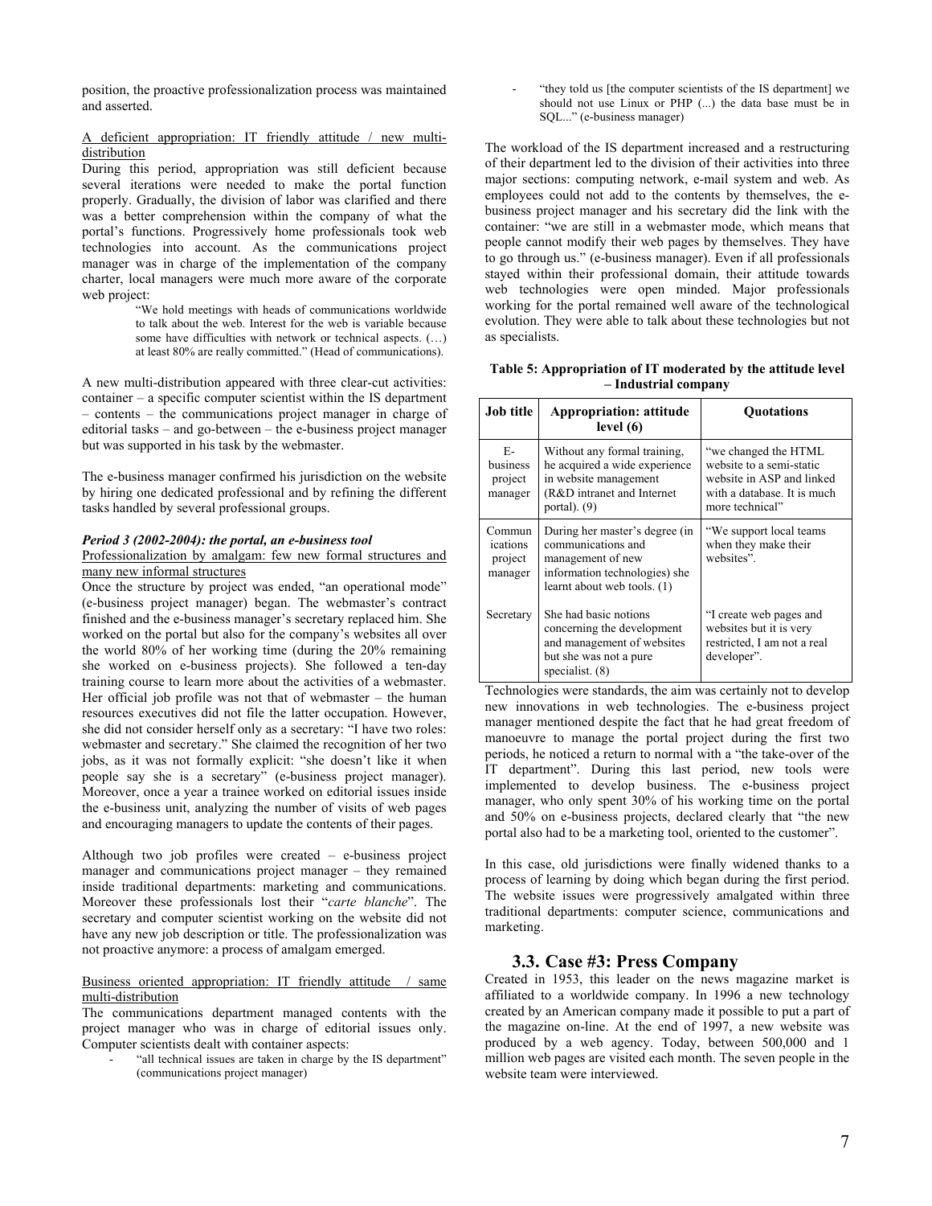position, the proactive professionalization process was maintained and asserted.

A deficient appropriation: IT friendly attitude / new multi-distribution

During this period, appropriation was still deficient because several iterations were needed to make the portal function properly. Gradually, the division of labor was clarified and there was a better comprehension within the company of what the portal's functions. Progressively home professionals took web technologies into account. As the communications project manager was in charge of the implementation of the company charter, local managers were much more aware of the corporate web project:

> "We hold meetings with heads of communications worldwide to talk about the web. Interest for the web is variable because some have difficulties with network or technical aspects. (…) at least 80% are really committed." (Head of communications).

A new multi-distribution appeared with three clear-cut activities: container – a specific computer scientist within the IS department – contents – the communications project manager in charge of editorial tasks – and go-between – the e-business project manager but was supported in his task by the webmaster.

The e-business manager confirmed his jurisdiction on the website by hiring one dedicated professional and by refining the different tasks handled by several professional groups.

***Period 3 (2002-2004): the portal, an e-business tool***

Professionalization by amalgam: few new formal structures and many new informal structures

Once the structure by project was ended, "an operational mode" (e-business project manager) began. The webmaster's contract finished and the e-business manager's secretary replaced him. She worked on the portal but also for the company's websites all over the world 80% of her working time (during the 20% remaining she worked on e-business projects). She followed a ten-day training course to learn more about the activities of a webmaster. Her official job profile was not that of webmaster – the human resources executives did not file the latter occupation. However, she did not consider herself only as a secretary: "I have two roles: webmaster and secretary." She claimed the recognition of her two jobs, as it was not formally explicit: "she doesn't like it when people say she is a secretary" (e-business project manager). Moreover, once a year a trainee worked on editorial issues inside the e-business unit, analyzing the number of visits of web pages and encouraging managers to update the contents of their pages.

Although two job profiles were created – e-business project manager and communications project manager – they remained inside traditional departments: marketing and communications. Moreover these professionals lost their "*carte blanche*". The secretary and computer scientist working on the website did not have any new job description or title. The professionalization was not proactive anymore: a process of amalgam emerged.

Business oriented appropriation: IT friendly attitude / same multi-distribution

The communications department managed contents with the project manager who was in charge of editorial issues only. Computer scientists dealt with container aspects:

- "all technical issues are taken in charge by the IS department" (communications project manager)
- "they told us [the computer scientists of the IS department] we should not use Linux or PHP (...) the data base must be in SQL..." (e-business manager)

The workload of the IS department increased and a restructuring of their department led to the division of their activities into three major sections: computing network, e-mail system and web. As employees could not add to the contents by themselves, the e-business project manager and his secretary did the link with the container: "we are still in a webmaster mode, which means that people cannot modify their web pages by themselves. They have to go through us." (e-business manager). Even if all professionals stayed within their professional domain, their attitude towards web technologies were open minded. Major professionals working for the portal remained well aware of the technological evolution. They were able to talk about these technologies but not as specialists.

**Table 5: Appropriation of IT moderated by the attitude level – Industrial company**

| Job title | Appropriation: attitude level (6) | Quotations |
|---|---|---|
| E-business project manager | Without any formal training, he acquired a wide experience in website management (R&D intranet and Internet portal). (9) | "we changed the HTML website to a semi-static website in ASP and linked with a database. It is much more technical" |
| Communications project manager | During her master's degree (in communications and management of new information technologies) she learnt about web tools. (1) | "We support local teams when they make their websites". |
| Secretary | She had basic notions concerning the development and management of websites but she was not a pure specialist. (8) | "I create web pages and websites but it is very restricted, I am not a real developer". |

Technologies were standards, the aim was certainly not to develop new innovations in web technologies. The e-business project manager mentioned despite the fact that he had great freedom of manoeuvre to manage the portal project during the first two periods, he noticed a return to normal with a "the take-over of the IT department". During this last period, new tools were implemented to develop business. The e-business project manager, who only spent 30% of his working time on the portal and 50% on e-business projects, declared clearly that "the new portal also had to be a marketing tool, oriented to the customer".

In this case, old jurisdictions were finally widened thanks to a process of learning by doing which began during the first period. The website issues were progressively amalgated within three traditional departments: computer science, communications and marketing.

## 3.3. Case #3: Press Company

Created in 1953, this leader on the news magazine market is affiliated to a worldwide company. In 1996 a new technology created by an American company made it possible to put a part of the magazine on-line. At the end of 1997, a new website was produced by a web agency. Today, between 500,000 and 1 million web pages are visited each month. The seven people in the website team were interviewed.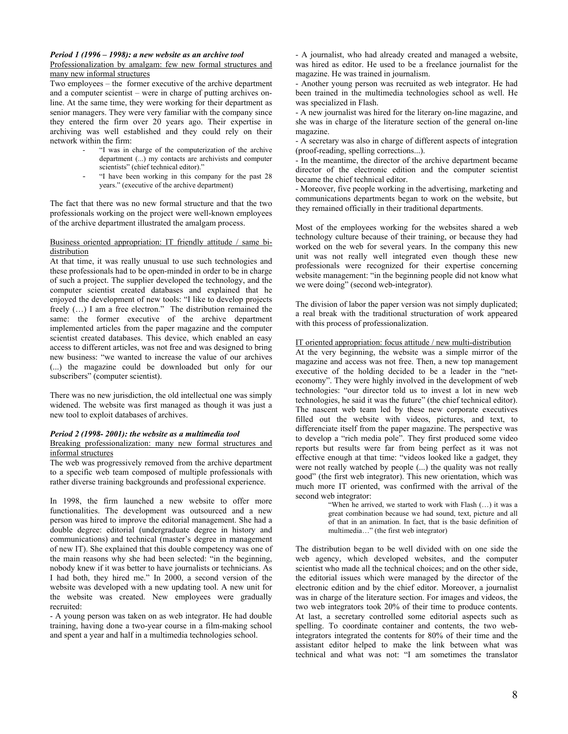***Period 1 (1996 – 1998): a new website as an archive tool***

Professionalization by amalgam: few new formal structures and many new informal structures

Two employees – the former executive of the archive department and a computer scientist – were in charge of putting archives on-line. At the same time, they were working for their department as senior managers. They were very familiar with the company since they entered the firm over 20 years ago. Their expertise in archiving was well established and they could rely on their network within the firm:

- "I was in charge of the computerization of the archive department (...) my contacts are archivists and computer scientists" (chief technical editor)."
- "I have been working in this company for the past 28 years." (executive of the archive department)

The fact that there was no new formal structure and that the two professionals working on the project were well-known employees of the archive department illustrated the amalgam process.

Business oriented appropriation: IT friendly attitude / same bi-distribution

At that time, it was really unusual to use such technologies and these professionals had to be open-minded in order to be in charge of such a project. The supplier developed the technology, and the computer scientist created databases and explained that he enjoyed the development of new tools: "I like to develop projects freely (…) I am a free electron." The distribution remained the same: the former executive of the archive department implemented articles from the paper magazine and the computer scientist created databases. This device, which enabled an easy access to different articles, was not free and was designed to bring new business: "we wanted to increase the value of our archives (...) the magazine could be downloaded but only for our subscribers" (computer scientist).

There was no new jurisdiction, the old intellectual one was simply widened. The website was first managed as though it was just a new tool to exploit databases of archives.

***Period 2 (1998- 2001): the website as a multimedia tool***

Breaking professionalization: many new formal structures and informal structures

The web was progressively removed from the archive department to a specific web team composed of multiple professionals with rather diverse training backgrounds and professional experience.

In 1998, the firm launched a new website to offer more functionalities. The development was outsourced and a new person was hired to improve the editorial management. She had a double degree: editorial (undergraduate degree in history and communications) and technical (master's degree in management of new IT). She explained that this double competency was one of the main reasons why she had been selected: "in the beginning, nobody knew if it was better to have journalists or technicians. As I had both, they hired me." In 2000, a second version of the website was developed with a new updating tool. A new unit for the website was created. New employees were gradually recruited:

- A young person was taken on as web integrator. He had double training, having done a two-year course in a film-making school and spent a year and half in a multimedia technologies school.
- A journalist, who had already created and managed a website, was hired as editor. He used to be a freelance journalist for the magazine. He was trained in journalism.
- Another young person was recruited as web integrator. He had been trained in the multimedia technologies school as well. He was specialized in Flash.
- A new journalist was hired for the literary on-line magazine, and she was in charge of the literature section of the general on-line magazine.
- A secretary was also in charge of different aspects of integration (proof-reading, spelling corrections...).
- In the meantime, the director of the archive department became director of the electronic edition and the computer scientist became the chief technical editor.
- Moreover, five people working in the advertising, marketing and communications departments began to work on the website, but they remained officially in their traditional departments.

Most of the employees working for the websites shared a web technology culture because of their training, or because they had worked on the web for several years. In the company this new unit was not really well integrated even though these new professionals were recognized for their expertise concerning website management: "in the beginning people did not know what we were doing" (second web-integrator).

The division of labor the paper version was not simply duplicated; a real break with the traditional structuration of work appeared with this process of professionalization.

IT oriented appropriation: focus attitude / new multi-distribution

At the very beginning, the website was a simple mirror of the magazine and access was not free. Then, a new top management executive of the holding decided to be a leader in the "net-economy". They were highly involved in the development of web technologies: "our director told us to invest a lot in new web technologies, he said it was the future" (the chief technical editor). The nascent web team led by these new corporate executives filled out the website with videos, pictures, and text, to differenciate itself from the paper magazine. The perspective was to develop a "rich media pole". They first produced some video reports but results were far from being perfect as it was not effective enough at that time: "videos looked like a gadget, they were not really watched by people (...) the quality was not really good" (the first web integrator). This new orientation, which was much more IT oriented, was confirmed with the arrival of the second web integrator:

> "When he arrived, we started to work with Flash (…) it was a great combination because we had sound, text, picture and all of that in an animation. In fact, that is the basic definition of multimedia…" (the first web integrator)

The distribution began to be well divided with on one side the web agency, which developed websites, and the computer scientist who made all the technical choices; and on the other side, the editorial issues which were managed by the director of the electronic edition and by the chief editor. Moreover, a journalist was in charge of the literature section. For images and videos, the two web integrators took 20% of their time to produce contents. At last, a secretary controlled some editorial aspects such as spelling. To coordinate container and contents, the two web-integrators integrated the contents for 80% of their time and the assistant editor helped to make the link between what was technical and what was not: "I am sometimes the translator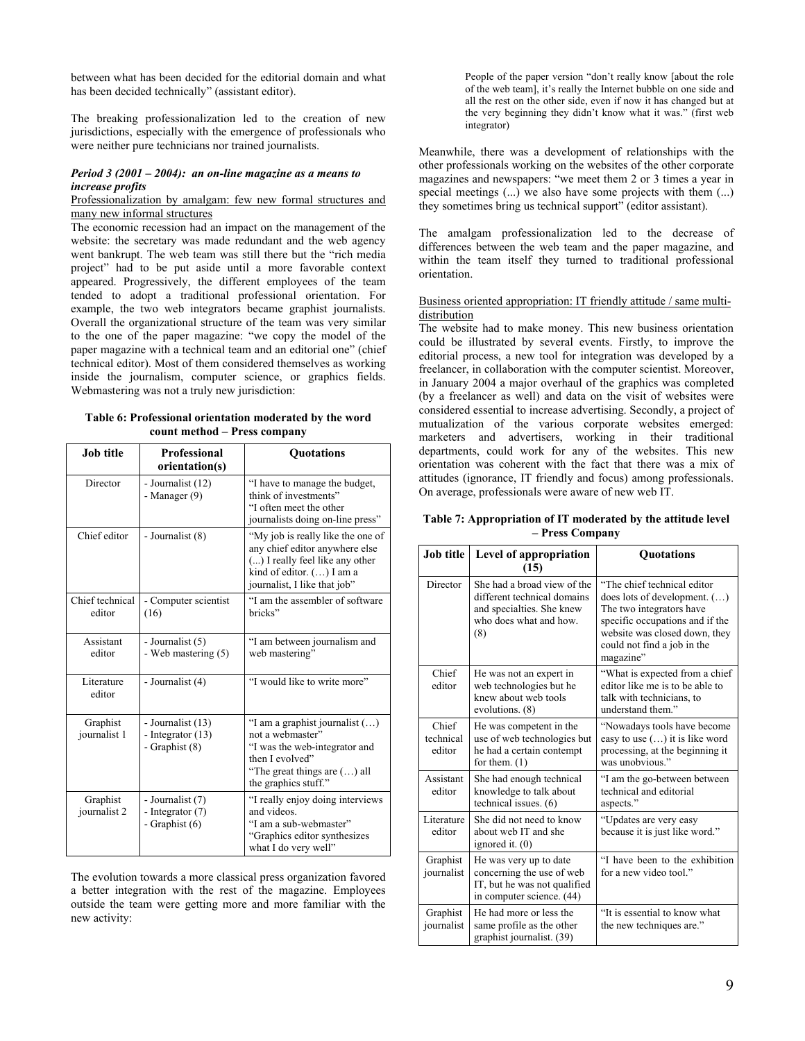between what has been decided for the editorial domain and what has been decided technically" (assistant editor).

The breaking professionalization led to the creation of new jurisdictions, especially with the emergence of professionals who were neither pure technicians nor trained journalists.

#### *Period 3 (2001 – 2004): an on-line magazine as a means to increase profits*

Professionalization by amalgam: few new formal structures and many new informal structures

The economic recession had an impact on the management of the website: the secretary was made redundant and the web agency went bankrupt. The web team was still there but the "rich media project" had to be put aside until a more favorable context appeared. Progressively, the different employees of the team tended to adopt a traditional professional orientation. For example, the two web integrators became graphist journalists. Overall the organizational structure of the team was very similar to the one of the paper magazine: "we copy the model of the paper magazine with a technical team and an editorial one" (chief technical editor). Most of them considered themselves as working inside the journalism, computer science, or graphics fields. Webmastering was not a truly new jurisdiction:

**Table 6: Professional orientation moderated by the word count method – Press company**

| Job title | Professional orientation(s) | Quotations |
|---|---|---|
| Director | - Journalist (12)<br>- Manager (9) | "I have to manage the budget, think of investments"<br>"I often meet the other journalists doing on-line press" |
| Chief editor | - Journalist (8) | "My job is really like the one of any chief editor anywhere else (...) I really feel like any other kind of editor. (…) I am a journalist, I like that job" |
| Chief technical editor | - Computer scientist (16) | "I am the assembler of software bricks" |
| Assistant editor | - Journalist (5)<br>- Web mastering (5) | "I am between journalism and web mastering" |
| Literature editor | - Journalist (4) | "I would like to write more" |
| Graphist journalist 1 | - Journalist (13)<br>- Integrator (13)<br>- Graphist (8) | "I am a graphist journalist (…) not a webmaster"<br>"I was the web-integrator and then I evolved"<br>"The great things are (…) all the graphics stuff." |
| Graphist journalist 2 | - Journalist (7)<br>- Integrator (7)<br>- Graphist (6) | "I really enjoy doing interviews and videos.<br>"I am a sub-webmaster"<br>"Graphics editor synthesizes what I do very well" |

The evolution towards a more classical press organization favored a better integration with the rest of the magazine. Employees outside the team were getting more and more familiar with the new activity:

> People of the paper version "don't really know [about the role of the web team], it's really the Internet bubble on one side and all the rest on the other side, even if now it has changed but at the very beginning they didn't know what it was." (first web integrator)

Meanwhile, there was a development of relationships with the other professionals working on the websites of the other corporate magazines and newspapers: "we meet them 2 or 3 times a year in special meetings (...) we also have some projects with them (...) they sometimes bring us technical support" (editor assistant).

The amalgam professionalization led to the decrease of differences between the web team and the paper magazine, and within the team itself they turned to traditional professional orientation.

Business oriented appropriation: IT friendly attitude / same multi-distribution

The website had to make money. This new business orientation could be illustrated by several events. Firstly, to improve the editorial process, a new tool for integration was developed by a freelancer, in collaboration with the computer scientist. Moreover, in January 2004 a major overhaul of the graphics was completed (by a freelancer as well) and data on the visit of websites were considered essential to increase advertising. Secondly, a project of mutualization of the various corporate websites emerged: marketers and advertisers, working in their traditional departments, could work for any of the websites. This new orientation was coherent with the fact that there was a mix of attitudes (ignorance, IT friendly and focus) among professionals. On average, professionals were aware of new web IT.

**Table 7: Appropriation of IT moderated by the attitude level – Press Company**

| Job title | Level of appropriation (15) | Quotations |
|---|---|---|
| Director | She had a broad view of the different technical domains and specialties. She knew who does what and how. (8) | "The chief technical editor does lots of development. (…) The two integrators have specific occupations and if the website was closed down, they could not find a job in the magazine" |
| Chief editor | He was not an expert in web technologies but he knew about web tools evolutions. (8) | "What is expected from a chief editor like me is to be able to talk with technicians, to understand them." |
| Chief technical editor | He was competent in the use of web technologies but he had a certain contempt for them. (1) | "Nowadays tools have become easy to use (…) it is like word processing, at the beginning it was unobvious." |
| Assistant editor | She had enough technical knowledge to talk about technical issues. (6) | "I am the go-between between technical and editorial aspects." |
| Literature editor | She did not need to know about web IT and she ignored it. (0) | "Updates are very easy because it is just like word." |
| Graphist journalist | He was very up to date concerning the use of web IT, but he was not qualified in computer science. (44) | "I have been to the exhibition for a new video tool." |
| Graphist journalist | He had more or less the same profile as the other graphist journalist. (39) | "It is essential to know what the new techniques are." |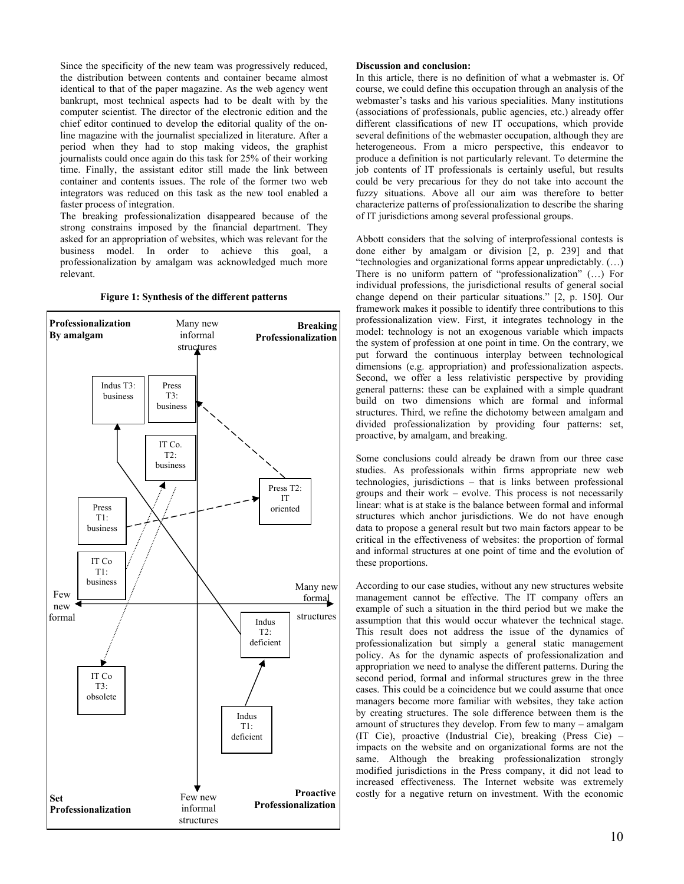Since the specificity of the new team was progressively reduced, the distribution between contents and container became almost identical to that of the paper magazine. As the web agency went bankrupt, most technical aspects had to be dealt with by the computer scientist. The director of the electronic edition and the chief editor continued to develop the editorial quality of the on-line magazine with the journalist specialized in literature. After a period when they had to stop making videos, the graphist journalists could once again do this task for 25% of their working time. Finally, the assistant editor still made the link between container and contents issues. The role of the former two web integrators was reduced on this task as the new tool enabled a faster process of integration.

The breaking professionalization disappeared because of the strong constrains imposed by the financial department. They asked for an appropriation of websites, which was relevant for the business model. In order to achieve this goal, a professionalization by amalgam was acknowledged much more relevant.

**Figure 1: Synthesis of the different patterns**

Professionalization By amalgam | Breaking Professionalization | Set Professionalization | Proactive Professionalization

Many new informal structures | Few new informal structures | Few new formal | Many new formal structures

Indus T3: business | Press T3: business | IT Co. T2: business | Press T2: IT oriented | Press T1: business | IT Co T1: business | Indus T2: deficient | IT Co T3: obsolete | Indus T1: deficient

**Discussion and conclusion:**

In this article, there is no definition of what a webmaster is. Of course, we could define this occupation through an analysis of the webmaster's tasks and his various specialities. Many institutions (associations of professionals, public agencies, etc.) already offer different classifications of new IT occupations, which provide several definitions of the webmaster occupation, although they are heterogeneous. From a micro perspective, this endeavor to produce a definition is not particularly relevant. To determine the job contents of IT professionals is certainly useful, but results could be very precarious for they do not take into account the fuzzy situations. Above all our aim was therefore to better characterize patterns of professionalization to describe the sharing of IT jurisdictions among several professional groups.

Abbott considers that the solving of interprofessional contests is done either by amalgam or division [2, p. 239] and that "technologies and organizational forms appear unpredictably. (…) There is no uniform pattern of "professionalization" (…) For individual professions, the jurisdictional results of general social change depend on their particular situations." [2, p. 150]. Our framework makes it possible to identify three contributions to this professionalization view. First, it integrates technology in the model: technology is not an exogenous variable which impacts the system of profession at one point in time. On the contrary, we put forward the continuous interplay between technological dimensions (e.g. appropriation) and professionalization aspects. Second, we offer a less relativistic perspective by providing general patterns: these can be explained with a simple quadrant build on two dimensions which are formal and informal structures. Third, we refine the dichotomy between amalgam and divided professionalization by providing four patterns: set, proactive, by amalgam, and breaking.

Some conclusions could already be drawn from our three case studies. As professionals within firms appropriate new web technologies, jurisdictions – that is links between professional groups and their work – evolve. This process is not necessarily linear: what is at stake is the balance between formal and informal structures which anchor jurisdictions. We do not have enough data to propose a general result but two main factors appear to be critical in the effectiveness of websites: the proportion of formal and informal structures at one point of time and the evolution of these proportions.

According to our case studies, without any new structures website management cannot be effective. The IT company offers an example of such a situation in the third period but we make the assumption that this would occur whatever the technical stage. This result does not address the issue of the dynamics of professionalization but simply a general static management policy. As for the dynamic aspects of professionalization and appropriation we need to analyse the different patterns. During the second period, formal and informal structures grew in the three cases. This could be a coincidence but we could assume that once managers become more familiar with websites, they take action by creating structures. The sole difference between them is the amount of structures they develop. From few to many – amalgam (IT Cie), proactive (Industrial Cie), breaking (Press Cie) – impacts on the website and on organizational forms are not the same. Although the breaking professionalization strongly modified jurisdictions in the Press company, it did not lead to increased effectiveness. The Internet website was extremely costly for a negative return on investment. With the economic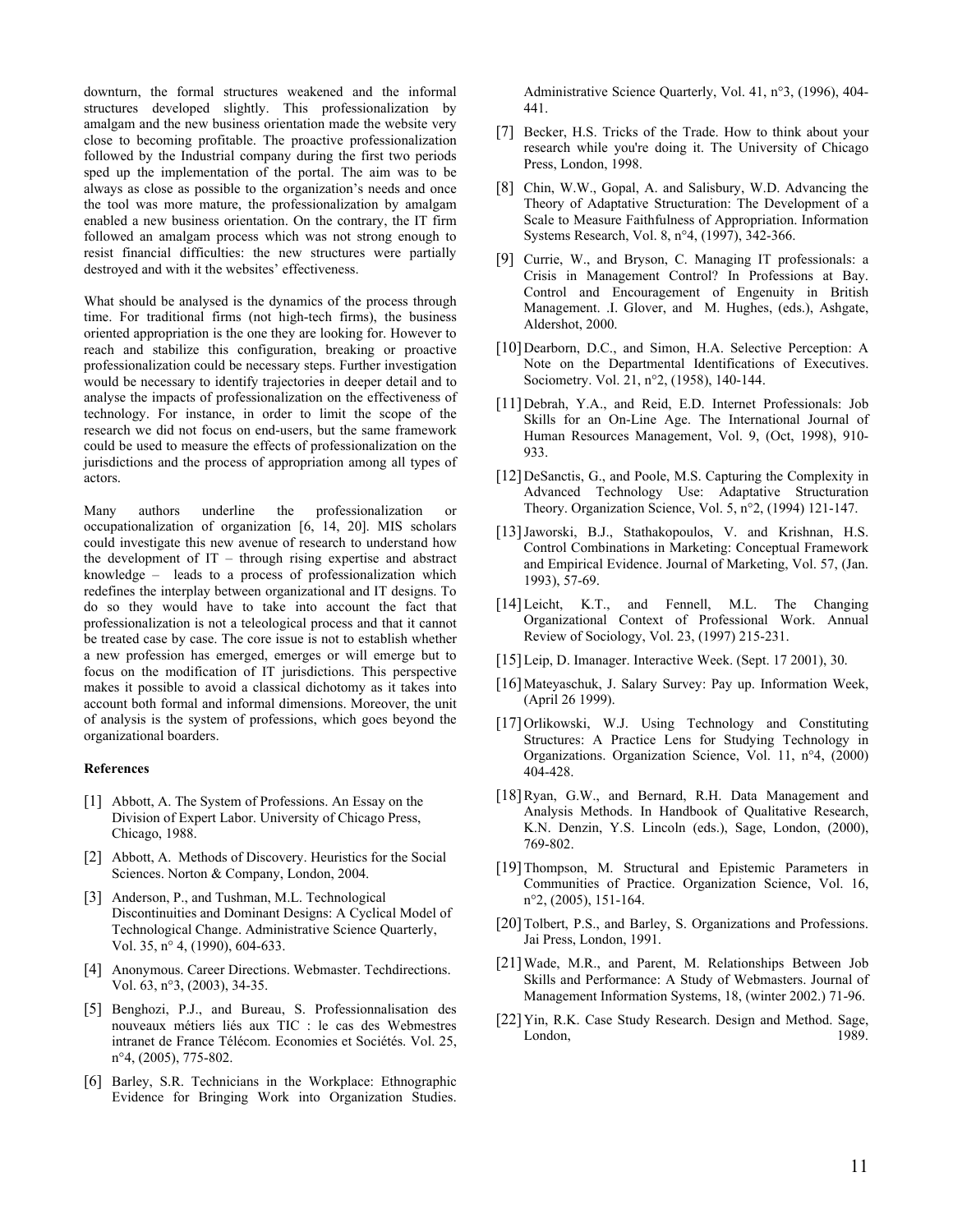downturn, the formal structures weakened and the informal structures developed slightly. This professionalization by amalgam and the new business orientation made the website very close to becoming profitable. The proactive professionalization followed by the Industrial company during the first two periods sped up the implementation of the portal. The aim was to be always as close as possible to the organization's needs and once the tool was more mature, the professionalization by amalgam enabled a new business orientation. On the contrary, the IT firm followed an amalgam process which was not strong enough to resist financial difficulties: the new structures were partially destroyed and with it the websites' effectiveness.

What should be analysed is the dynamics of the process through time. For traditional firms (not high-tech firms), the business oriented appropriation is the one they are looking for. However to reach and stabilize this configuration, breaking or proactive professionalization could be necessary steps. Further investigation would be necessary to identify trajectories in deeper detail and to analyse the impacts of professionalization on the effectiveness of technology. For instance, in order to limit the scope of the research we did not focus on end-users, but the same framework could be used to measure the effects of professionalization on the jurisdictions and the process of appropriation among all types of actors.

Many authors underline the professionalization or occupationalization of organization [6, 14, 20]. MIS scholars could investigate this new avenue of research to understand how the development of IT – through rising expertise and abstract knowledge – leads to a process of professionalization which redefines the interplay between organizational and IT designs. To do so they would have to take into account the fact that professionalization is not a teleological process and that it cannot be treated case by case. The core issue is not to establish whether a new profession has emerged, emerges or will emerge but to focus on the modification of IT jurisdictions. This perspective makes it possible to avoid a classical dichotomy as it takes into account both formal and informal dimensions. Moreover, the unit of analysis is the system of professions, which goes beyond the organizational boarders.

**References**

[1] Abbott, A. The System of Professions. An Essay on the Division of Expert Labor. University of Chicago Press, Chicago, 1988.

[2] Abbott, A. Methods of Discovery. Heuristics for the Social Sciences. Norton & Company, London, 2004.

[3] Anderson, P., and Tushman, M.L. Technological Discontinuities and Dominant Designs: A Cyclical Model of Technological Change. Administrative Science Quarterly, Vol. 35, n° 4, (1990), 604-633.

[4] Anonymous. Career Directions. Webmaster. Techdirections. Vol. 63, n°3, (2003), 34-35.

[5] Benghozi, P.J., and Bureau, S. Professionnalisation des nouveaux métiers liés aux TIC : le cas des Webmestres intranet de France Télécom. Economies et Sociétés. Vol. 25, n°4, (2005), 775-802.

[6] Barley, S.R. Technicians in the Workplace: Ethnographic Evidence for Bringing Work into Organization Studies. Administrative Science Quarterly, Vol. 41, n°3, (1996), 404-441.

[7] Becker, H.S. Tricks of the Trade. How to think about your research while you're doing it. The University of Chicago Press, London, 1998.

[8] Chin, W.W., Gopal, A. and Salisbury, W.D. Advancing the Theory of Adaptative Structuration: The Development of a Scale to Measure Faithfulness of Appropriation. Information Systems Research, Vol. 8, n°4, (1997), 342-366.

[9] Currie, W., and Bryson, C. Managing IT professionals: a Crisis in Management Control? In Professions at Bay. Control and Encouragement of Engenuity in British Management. .I. Glover, and M. Hughes, (eds.), Ashgate, Aldershot, 2000.

[10] Dearborn, D.C., and Simon, H.A. Selective Perception: A Note on the Departmental Identifications of Executives. Sociometry. Vol. 21, n°2, (1958), 140-144.

[11] Debrah, Y.A., and Reid, E.D. Internet Professionals: Job Skills for an On-Line Age. The International Journal of Human Resources Management, Vol. 9, (Oct, 1998), 910-933.

[12] DeSanctis, G., and Poole, M.S. Capturing the Complexity in Advanced Technology Use: Adaptative Structuration Theory. Organization Science, Vol. 5, n°2, (1994) 121-147.

[13] Jaworski, B.J., Stathakopoulos, V. and Krishnan, H.S. Control Combinations in Marketing: Conceptual Framework and Empirical Evidence. Journal of Marketing, Vol. 57, (Jan. 1993), 57-69.

[14] Leicht, K.T., and Fennell, M.L. The Changing Organizational Context of Professional Work. Annual Review of Sociology, Vol. 23, (1997) 215-231.

[15] Leip, D. Imanager. Interactive Week. (Sept. 17 2001), 30.

[16] Mateyaschuk, J. Salary Survey: Pay up. Information Week, (April 26 1999).

[17] Orlikowski, W.J. Using Technology and Constituting Structures: A Practice Lens for Studying Technology in Organizations. Organization Science, Vol. 11, n°4, (2000) 404-428.

[18] Ryan, G.W., and Bernard, R.H. Data Management and Analysis Methods. In Handbook of Qualitative Research, K.N. Denzin, Y.S. Lincoln (eds.), Sage, London, (2000), 769-802.

[19] Thompson, M. Structural and Epistemic Parameters in Communities of Practice. Organization Science, Vol. 16, n°2, (2005), 151-164.

[20] Tolbert, P.S., and Barley, S. Organizations and Professions. Jai Press, London, 1991.

[21] Wade, M.R., and Parent, M. Relationships Between Job Skills and Performance: A Study of Webmasters. Journal of Management Information Systems, 18, (winter 2002.) 71-96.

[22] Yin, R.K. Case Study Research. Design and Method. Sage, London, 1989.